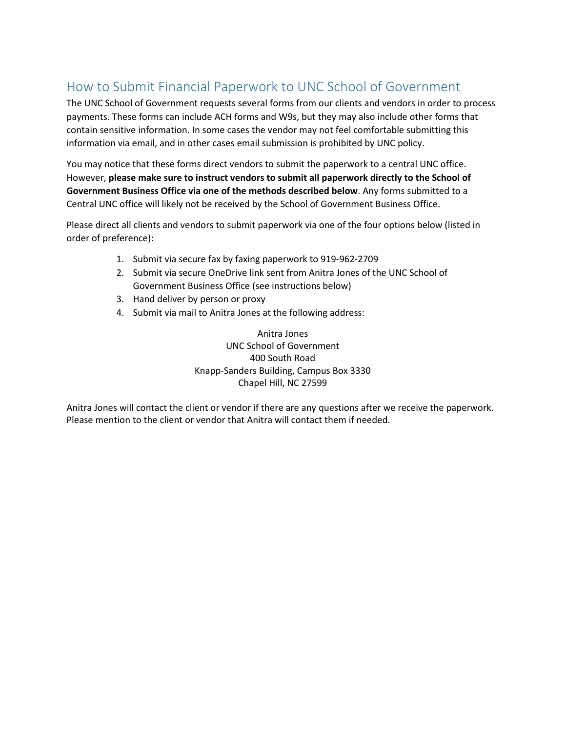# How to Submit Financial Paperwork to UNC School of Government

The UNC School of Government requests several forms from our clients and vendors in order to process payments. These forms can include ACH forms and W9s, but they may also include other forms that contain sensitive information. In some cases the vendor may not feel comfortable submitting this information via email, and in other cases email submission is prohibited by UNC policy.

You may notice that these forms direct vendors to submit the paperwork to a central UNC office. However, **please make sure to instruct vendors to submit all paperwork directly to the School of Government Business Office via one of the methods described below**. Any forms submitted to a Central UNC office will likely not be received by the School of Government Business Office.

Please direct all clients and vendors to submit paperwork via one of the four options below (listed in order of preference):

1. Submit via secure fax by faxing paperwork to 919-962-2709
2. Submit via secure OneDrive link sent from Anitra Jones of the UNC School of Government Business Office (see instructions below)
3. Hand deliver by person or proxy
4. Submit via mail to Anitra Jones at the following address:

Anitra Jones
UNC School of Government
400 South Road
Knapp-Sanders Building, Campus Box 3330
Chapel Hill, NC 27599

Anitra Jones will contact the client or vendor if there are any questions after we receive the paperwork. Please mention to the client or vendor that Anitra will contact them if needed.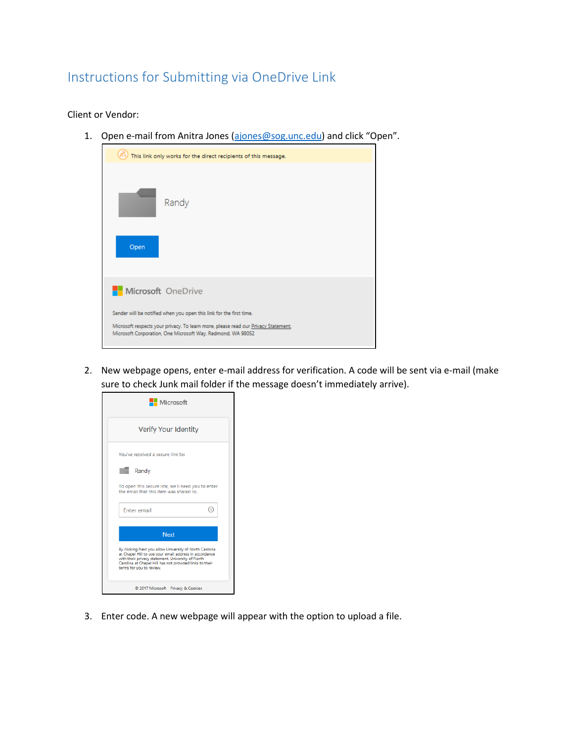# Instructions for Submitting via OneDrive Link

Client or Vendor:

1. Open e-mail from Anitra Jones (ajones@sog.unc.edu) and click "Open".

2. New webpage opens, enter e-mail address for verification. A code will be sent via e-mail (make sure to check Junk mail folder if the message doesn't immediately arrive).

3. Enter code. A new webpage will appear with the option to upload a file.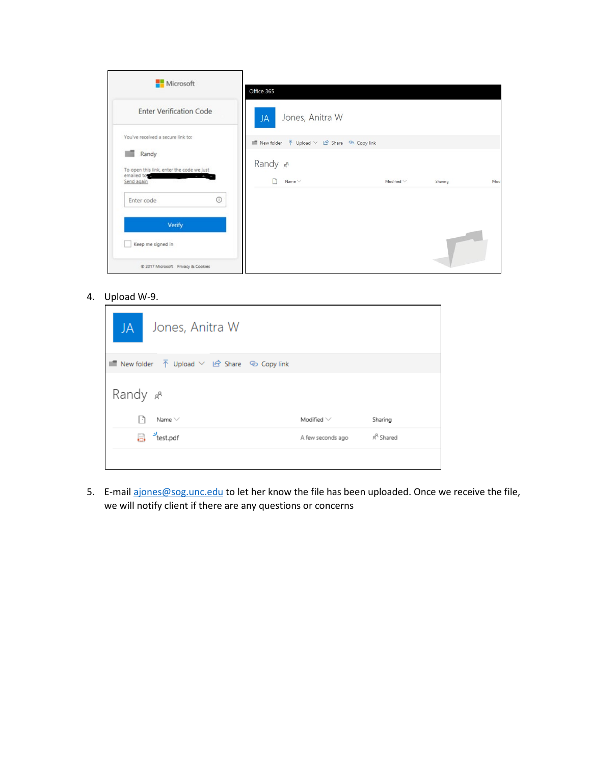4. Upload W-9.

5. E-mail ajones@sog.unc.edu to let her know the file has been uploaded. Once we receive the file, we will notify client if there are any questions or concerns